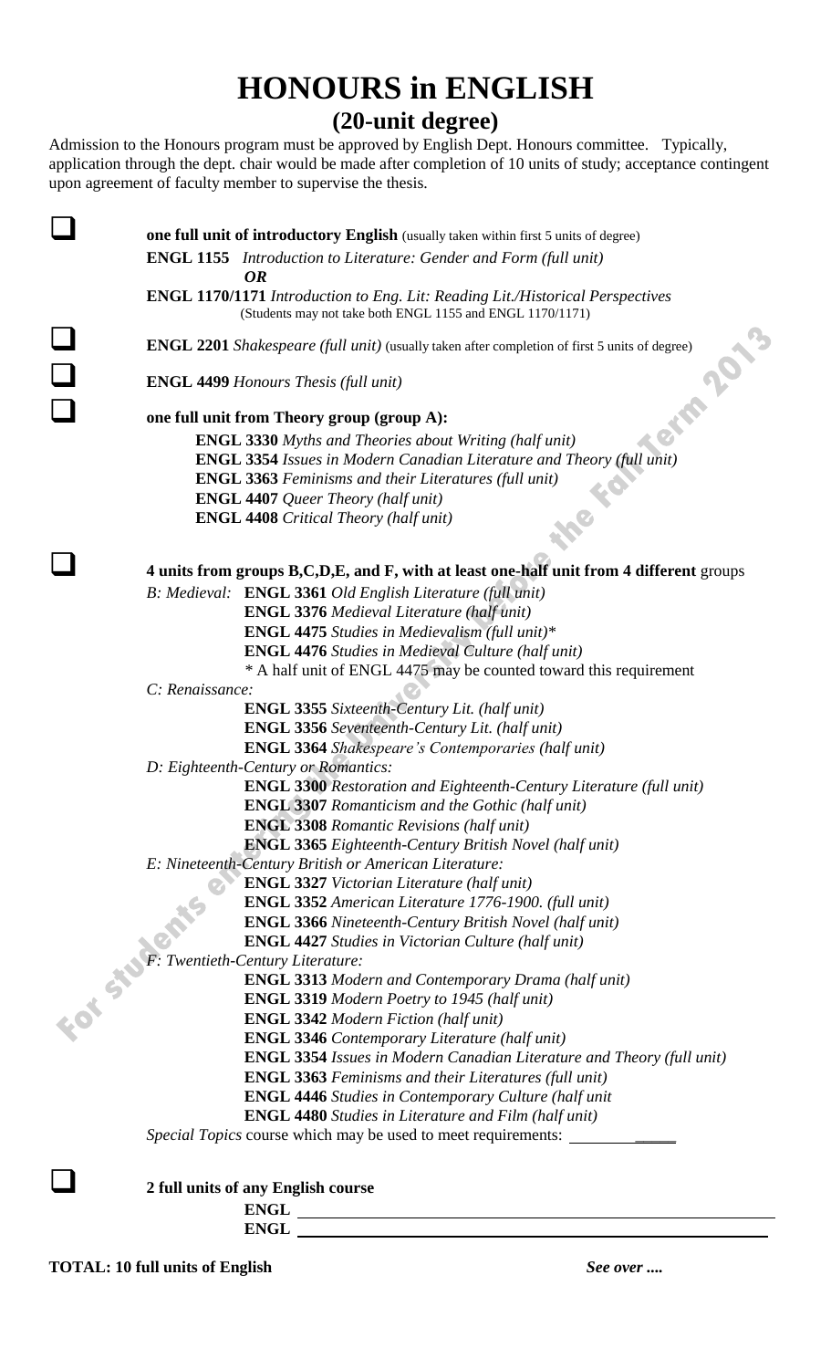# HONOURS in ENGLISH

## (20-unit degree)

Admission to the Honours program must be approved by English Dept. Honours committee. Typically, application through the dept. chair would be made after completion of 10 units of study; acceptance contingent upon agreement of faculty member to supervise the thesis.

- [ ] **one full unit of introductory English** (usually taken within first 5 units of degree)
  - **ENGL 1155** *Introduction to Literature: Gender and Form (full unit)*
  - ***OR***
  - **ENGL 1170/1171** *Introduction to Eng. Lit: Reading Lit./Historical Perspectives*
  - (Students may not take both ENGL 1155 and ENGL 1170/1171)

- [ ] **ENGL 2201** *Shakespeare (full unit)* (usually taken after completion of first 5 units of degree)

- [ ] **ENGL 4499** *Honours Thesis (full unit)*

- [ ] **one full unit from Theory group (group A):**
  - **ENGL 3330** *Myths and Theories about Writing (half unit)*
  - **ENGL 3354** *Issues in Modern Canadian Literature and Theory (full unit)*
  - **ENGL 3363** *Feminisms and their Literatures (full unit)*
  - **ENGL 4407** *Queer Theory (half unit)*
  - **ENGL 4408** *Critical Theory (half unit)*

- [ ] **4 units from groups B,C,D,E, and F, with at least one-half unit from 4 different** groups

  *B: Medieval:*
  - **ENGL 3361** *Old English Literature (full unit)*
  - **ENGL 3376** *Medieval Literature (half unit)*
  - **ENGL 4475** *Studies in Medievalism (full unit)**
  - **ENGL 4476** *Studies in Medieval Culture (half unit)*
  - * A half unit of ENGL 4475 may be counted toward this requirement

  *C: Renaissance:*
  - **ENGL 3355** *Sixteenth-Century Lit. (half unit)*
  - **ENGL 3356** *Seventeenth-Century Lit. (half unit)*
  - **ENGL 3364** *Shakespeare's Contemporaries (half unit)*

  *D: Eighteenth-Century or Romantics:*
  - **ENGL 3300** *Restoration and Eighteenth-Century Literature (full unit)*
  - **ENGL 3307** *Romanticism and the Gothic (half unit)*
  - **ENGL 3308** *Romantic Revisions (half unit)*
  - **ENGL 3365** *Eighteenth-Century British Novel (half unit)*

  *E: Nineteenth-Century British or American Literature:*
  - **ENGL 3327** *Victorian Literature (half unit)*
  - **ENGL 3352** *American Literature 1776-1900. (full unit)*
  - **ENGL 3366** *Nineteenth-Century British Novel (half unit)*
  - **ENGL 4427** *Studies in Victorian Culture (half unit)*

  *F: Twentieth-Century Literature:*
  - **ENGL 3313** *Modern and Contemporary Drama (half unit)*
  - **ENGL 3319** *Modern Poetry to 1945 (half unit)*
  - **ENGL 3342** *Modern Fiction (half unit)*
  - **ENGL 3346** *Contemporary Literature (half unit)*
  - **ENGL 3354** *Issues in Modern Canadian Literature and Theory (full unit)*
  - **ENGL 3363** *Feminisms and their Literatures (full unit)*
  - **ENGL 4446** *Studies in Contemporary Culture (half unit*
  - **ENGL 4480** *Studies in Literature and Film (half unit)*

  *Special Topics* course which may be used to meet requirements: ____________

- [ ] **2 full units of any English course**
  - **ENGL** ____________________
  - **ENGL** ____________________

**TOTAL: 10 full units of English**

*See over ....*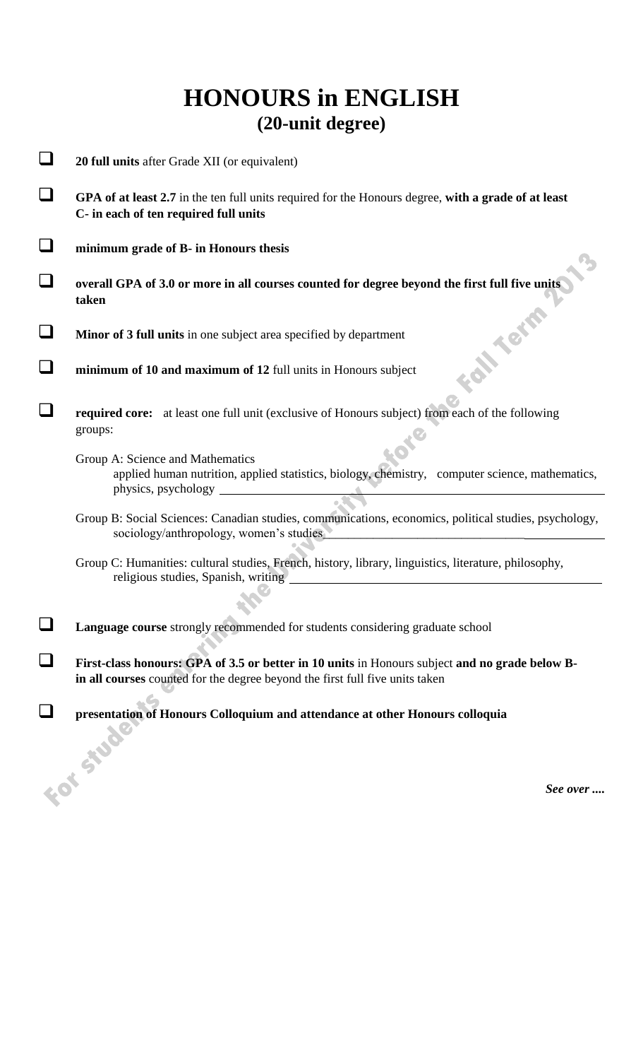# HONOURS in ENGLISH
## (20-unit degree)

- ☐ **20 full units** after Grade XII (or equivalent)

- ☐ **GPA of at least 2.7** in the ten full units required for the Honours degree, **with a grade of at least C- in each of ten required full units**

- ☐ **minimum grade of B- in Honours thesis**

- ☐ **overall GPA of 3.0 or more in all courses counted for degree beyond the first full five units taken**

- ☐ **Minor of 3 full units** in one subject area specified by department

- ☐ **minimum of 10 and maximum of 12** full units in Honours subject

- ☐ **required core:** at least one full unit (exclusive of Honours subject) from each of the following groups:

  Group A: Science and Mathematics
  applied human nutrition, applied statistics, biology, chemistry, computer science, mathematics, physics, psychology ______

  Group B: Social Sciences: Canadian studies, communications, economics, political studies, psychology, sociology/anthropology, women's studies ______

  Group C: Humanities: cultural studies, French, history, library, linguistics, literature, philosophy, religious studies, Spanish, writing ______

- ☐ **Language course** strongly recommended for students considering graduate school

- ☐ **First-class honours: GPA of 3.5 or better in 10 units** in Honours subject **and no grade below B- in all courses** counted for the degree beyond the first full five units taken

- ☐ **presentation of Honours Colloquium and attendance at other Honours colloquia**

*For students entering the University before the Fall Term 2013*

***See over ....***